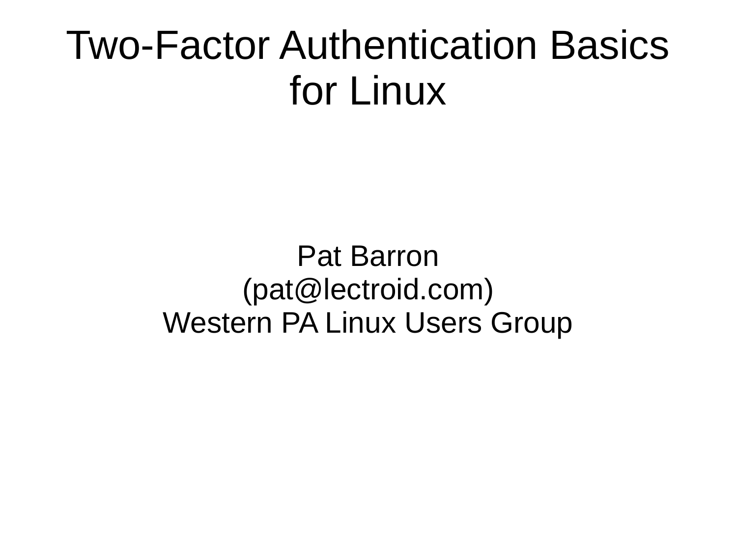# Two-Factor Authentication Basics for Linux

Pat Barron
(pat@lectroid.com)
Western PA Linux Users Group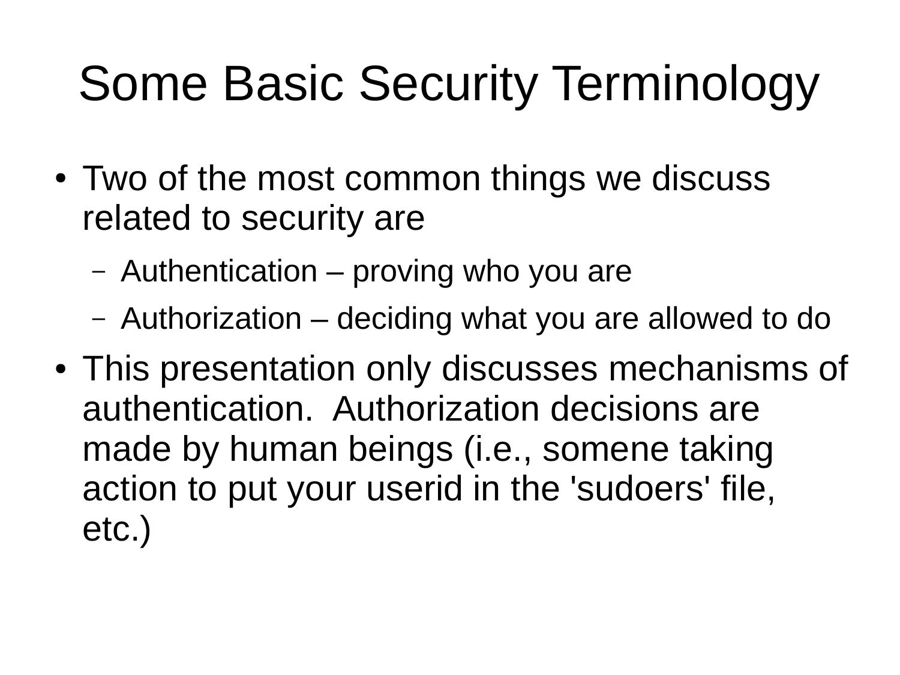# Some Basic Security Terminology

- Two of the most common things we discuss related to security are
  - Authentication – proving who you are
  - Authorization – deciding what you are allowed to do
- This presentation only discusses mechanisms of authentication.  Authorization decisions are made by human beings (i.e., somene taking action to put your userid in the 'sudoers' file, etc.)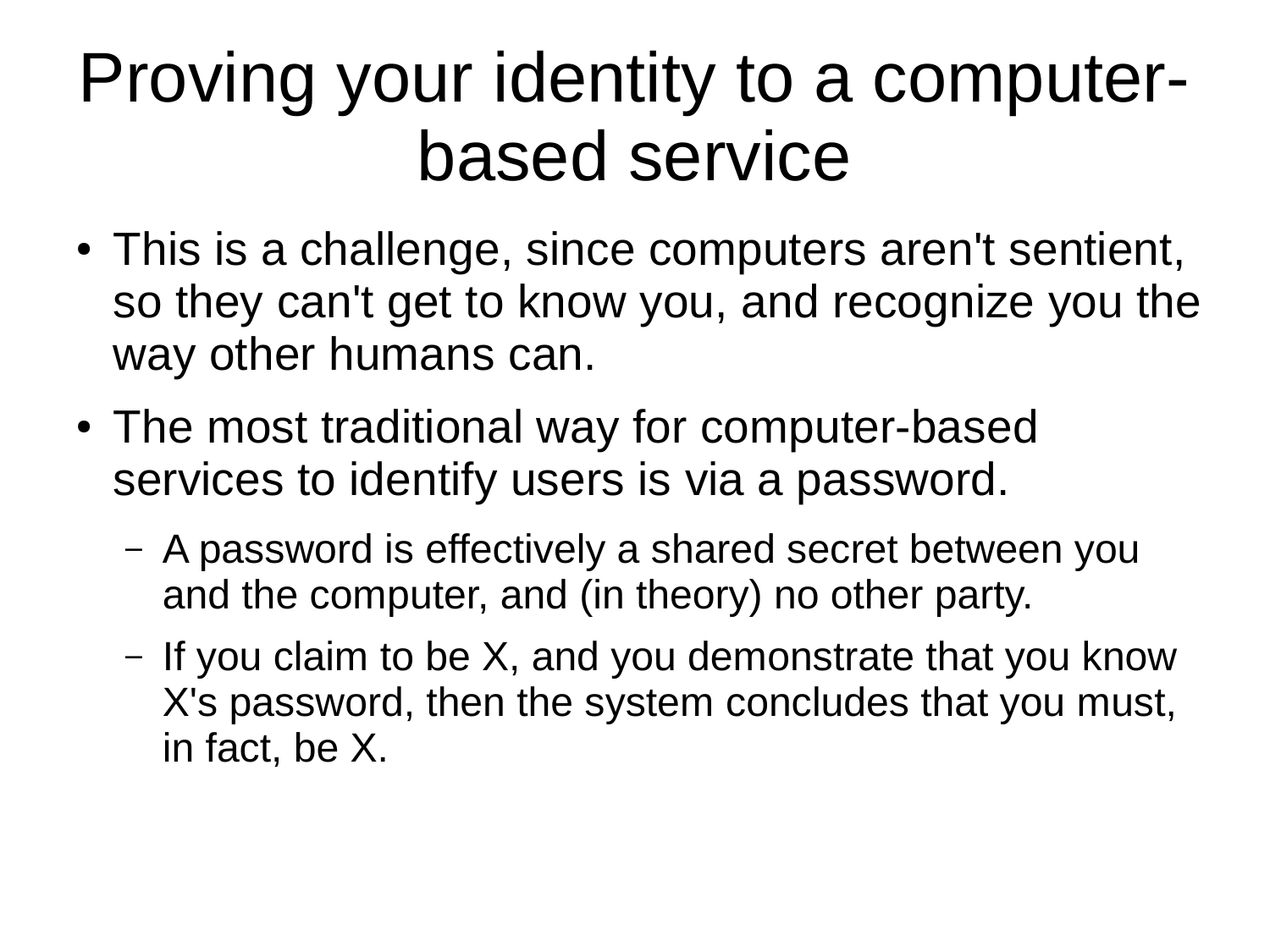# Proving your identity to a computer-based service

- This is a challenge, since computers aren't sentient, so they can't get to know you, and recognize you the way other humans can.
- The most traditional way for computer-based services to identify users is via a password.
  - A password is effectively a shared secret between you and the computer, and (in theory) no other party.
  - If you claim to be X, and you demonstrate that you know X's password, then the system concludes that you must, in fact, be X.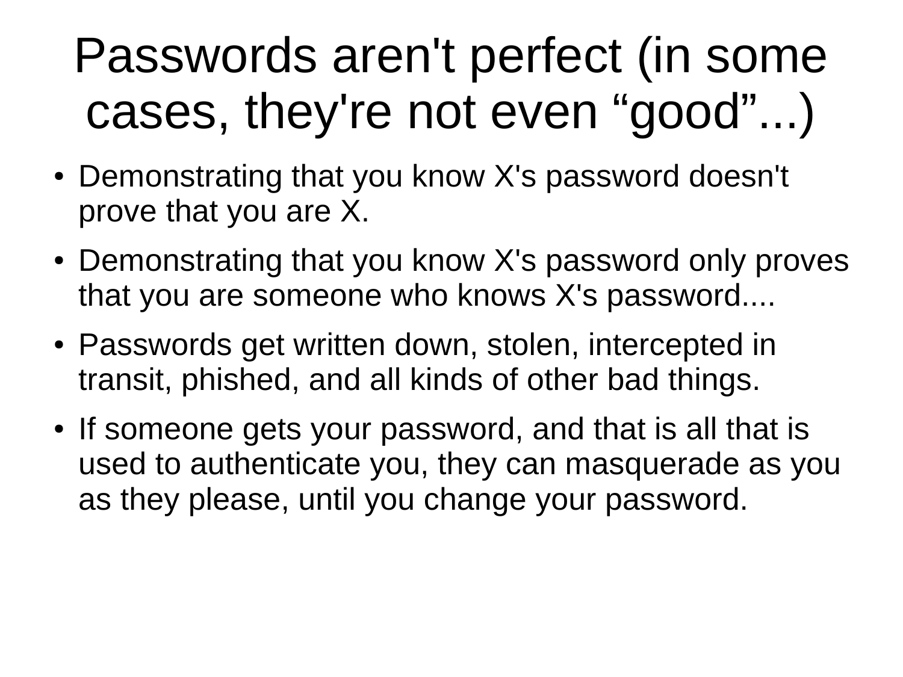# Passwords aren't perfect (in some cases, they're not even “good”...)

- Demonstrating that you know X's password doesn't prove that you are X.
- Demonstrating that you know X's password only proves that you are someone who knows X's password....
- Passwords get written down, stolen, intercepted in transit, phished, and all kinds of other bad things.
- If someone gets your password, and that is all that is used to authenticate you, they can masquerade as you as they please, until you change your password.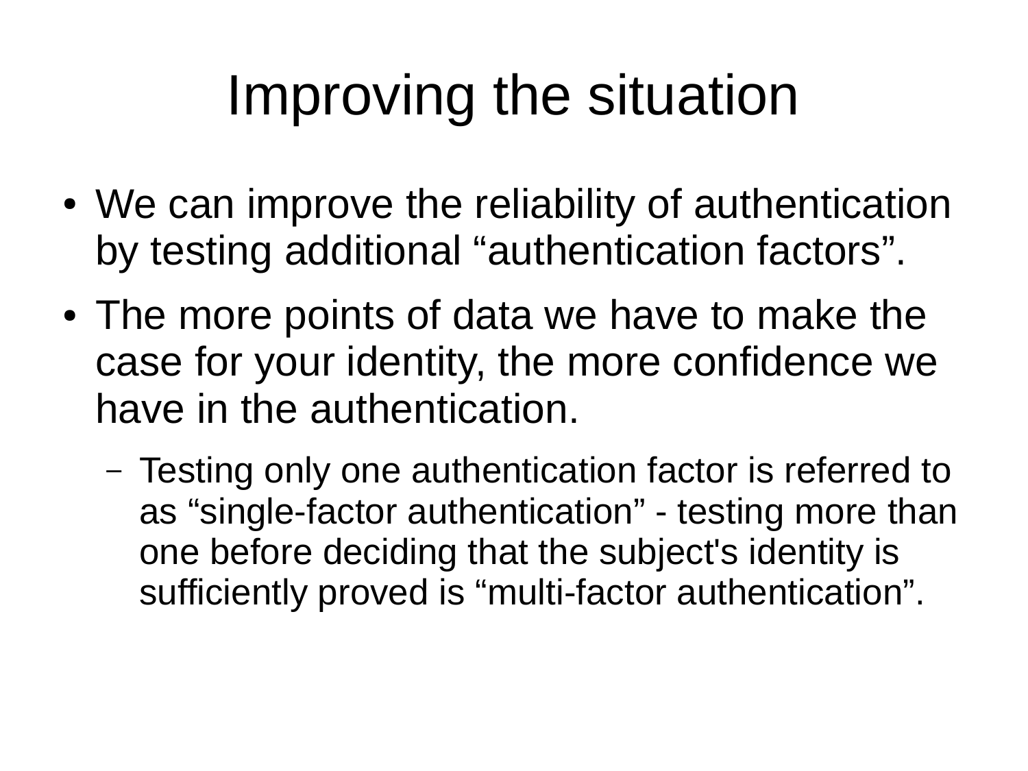# Improving the situation

- We can improve the reliability of authentication by testing additional “authentication factors”.
- The more points of data we have to make the case for your identity, the more confidence we have in the authentication.
  - Testing only one authentication factor is referred to as “single-factor authentication” - testing more than one before deciding that the subject's identity is sufficiently proved is “multi-factor authentication”.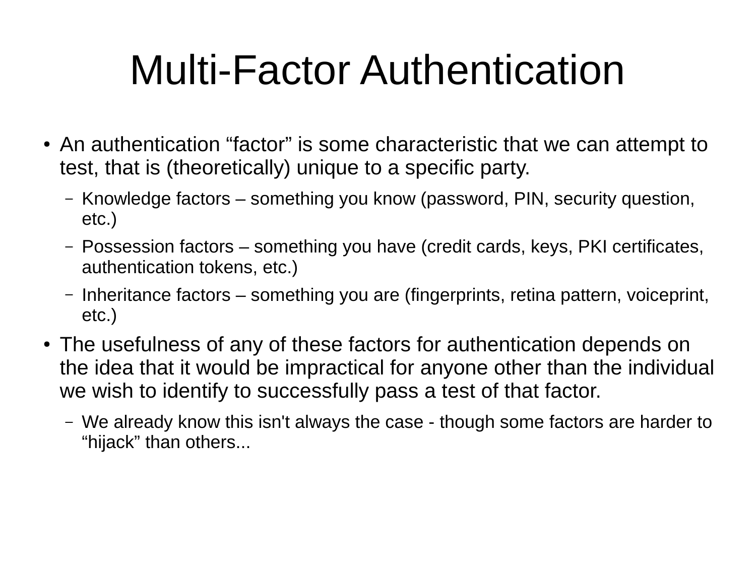# Multi-Factor Authentication

- An authentication “factor” is some characteristic that we can attempt to test, that is (theoretically) unique to a specific party.
  - Knowledge factors – something you know (password, PIN, security question, etc.)
  - Possession factors – something you have (credit cards, keys, PKI certificates, authentication tokens, etc.)
  - Inheritance factors – something you are (fingerprints, retina pattern, voiceprint, etc.)
- The usefulness of any of these factors for authentication depends on the idea that it would be impractical for anyone other than the individual we wish to identify to successfully pass a test of that factor.
  - We already know this isn't always the case - though some factors are harder to “hijack” than others...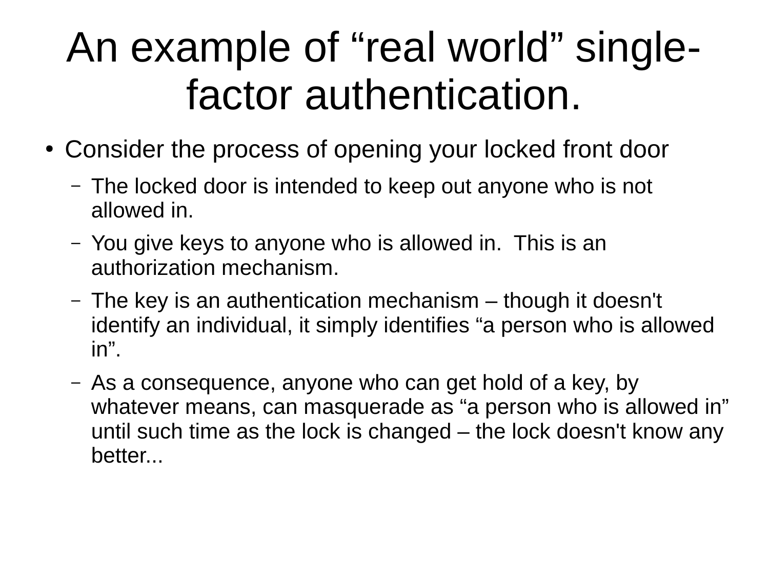# An example of “real world” single-factor authentication.

- Consider the process of opening your locked front door
  - The locked door is intended to keep out anyone who is not allowed in.
  - You give keys to anyone who is allowed in. This is an authorization mechanism.
  - The key is an authentication mechanism – though it doesn't identify an individual, it simply identifies “a person who is allowed in”.
  - As a consequence, anyone who can get hold of a key, by whatever means, can masquerade as “a person who is allowed in” until such time as the lock is changed – the lock doesn't know any better...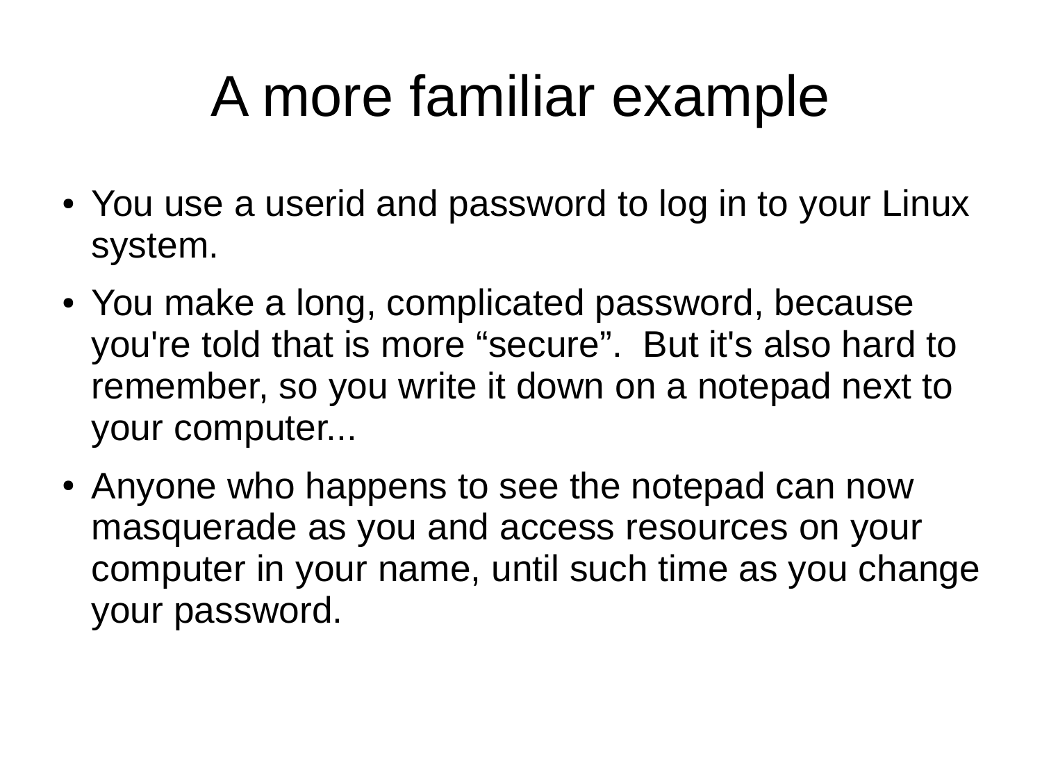# A more familiar example

- You use a userid and password to log in to your Linux system.
- You make a long, complicated password, because you're told that is more “secure”.  But it's also hard to remember, so you write it down on a notepad next to your computer...
- Anyone who happens to see the notepad can now masquerade as you and access resources on your computer in your name, until such time as you change your password.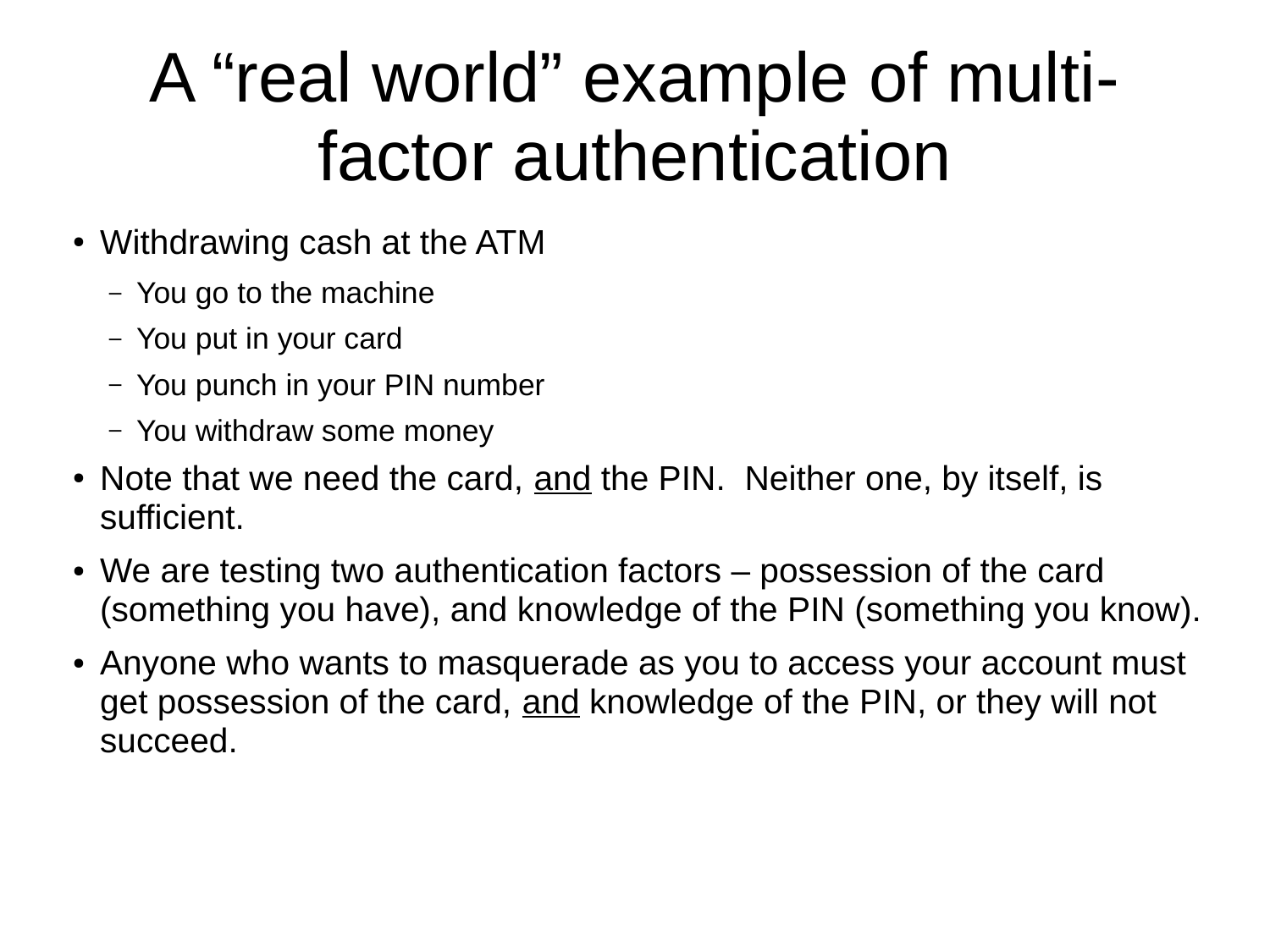# A “real world” example of multi-factor authentication

- Withdrawing cash at the ATM
  - You go to the machine
  - You put in your card
  - You punch in your PIN number
  - You withdraw some money
- Note that we need the card, <u>and</u> the PIN. Neither one, by itself, is sufficient.
- We are testing two authentication factors – possession of the card (something you have), and knowledge of the PIN (something you know).
- Anyone who wants to masquerade as you to access your account must get possession of the card, <u>and</u> knowledge of the PIN, or they will not succeed.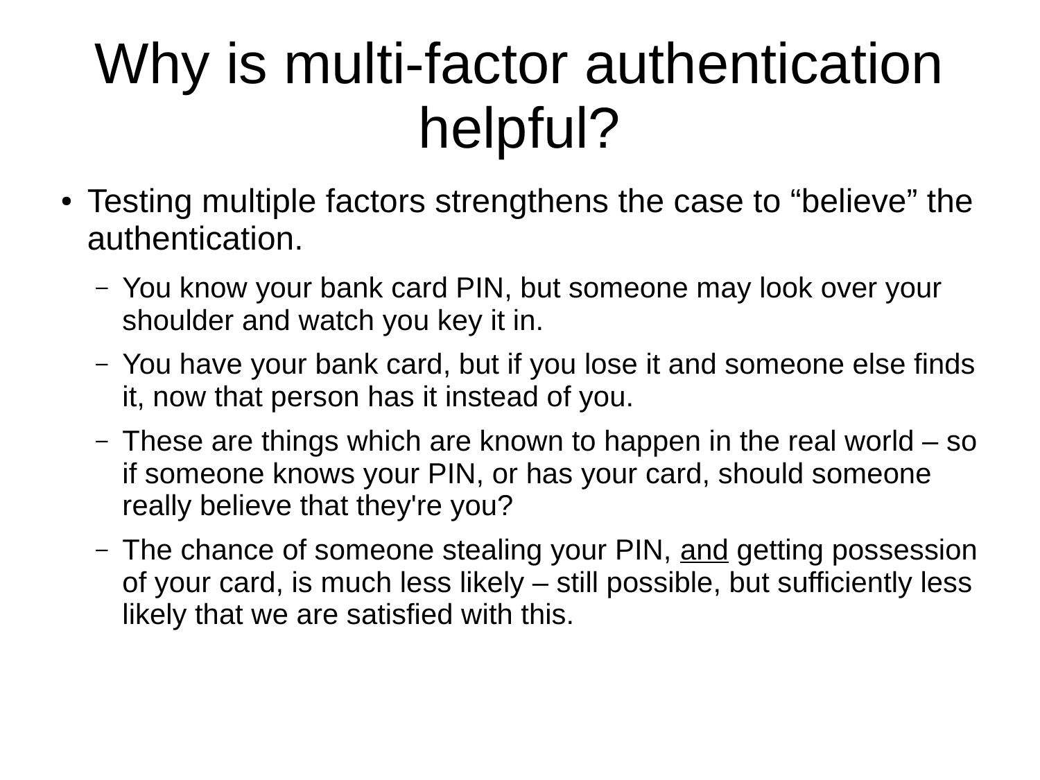# Why is multi-factor authentication helpful?

- Testing multiple factors strengthens the case to “believe” the authentication.
  - You know your bank card PIN, but someone may look over your shoulder and watch you key it in.
  - You have your bank card, but if you lose it and someone else finds it, now that person has it instead of you.
  - These are things which are known to happen in the real world – so if someone knows your PIN, or has your card, should someone really believe that they're you?
  - The chance of someone stealing your PIN, <u>and</u> getting possession of your card, is much less likely – still possible, but sufficiently less likely that we are satisfied with this.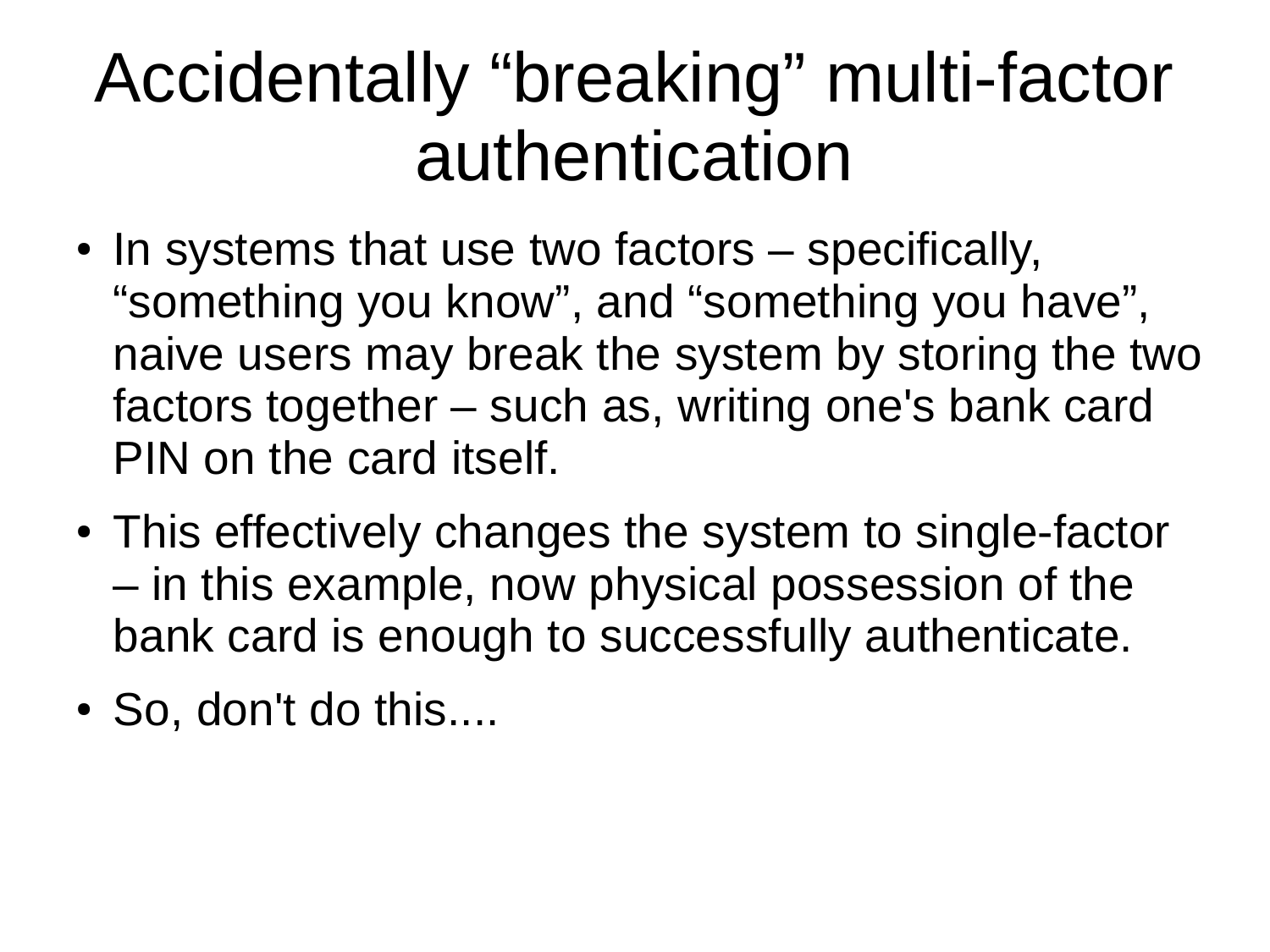# Accidentally "breaking" multi-factor authentication

- In systems that use two factors – specifically, "something you know", and "something you have", naive users may break the system by storing the two factors together – such as, writing one's bank card PIN on the card itself.
- This effectively changes the system to single-factor – in this example, now physical possession of the bank card is enough to successfully authenticate.
- So, don't do this....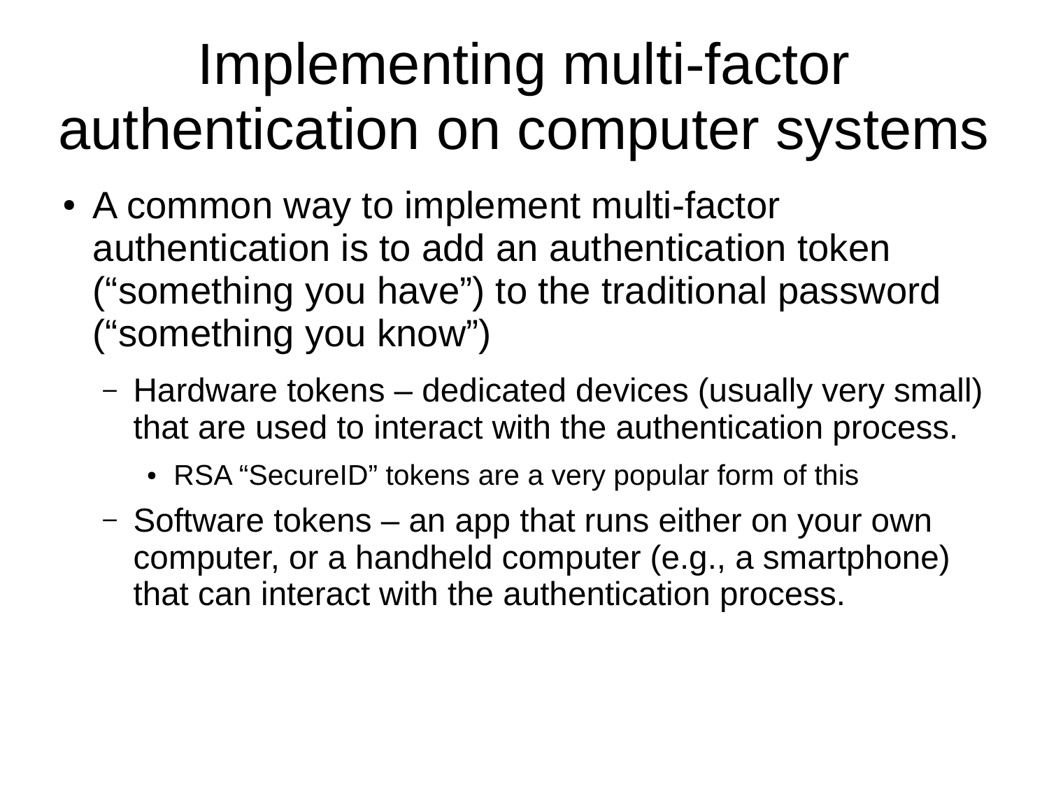# Implementing multi-factor authentication on computer systems

- A common way to implement multi-factor authentication is to add an authentication token (“something you have”) to the traditional password (“something you know”)
  - Hardware tokens – dedicated devices (usually very small) that are used to interact with the authentication process.
    - RSA “SecureID” tokens are a very popular form of this
  - Software tokens – an app that runs either on your own computer, or a handheld computer (e.g., a smartphone) that can interact with the authentication process.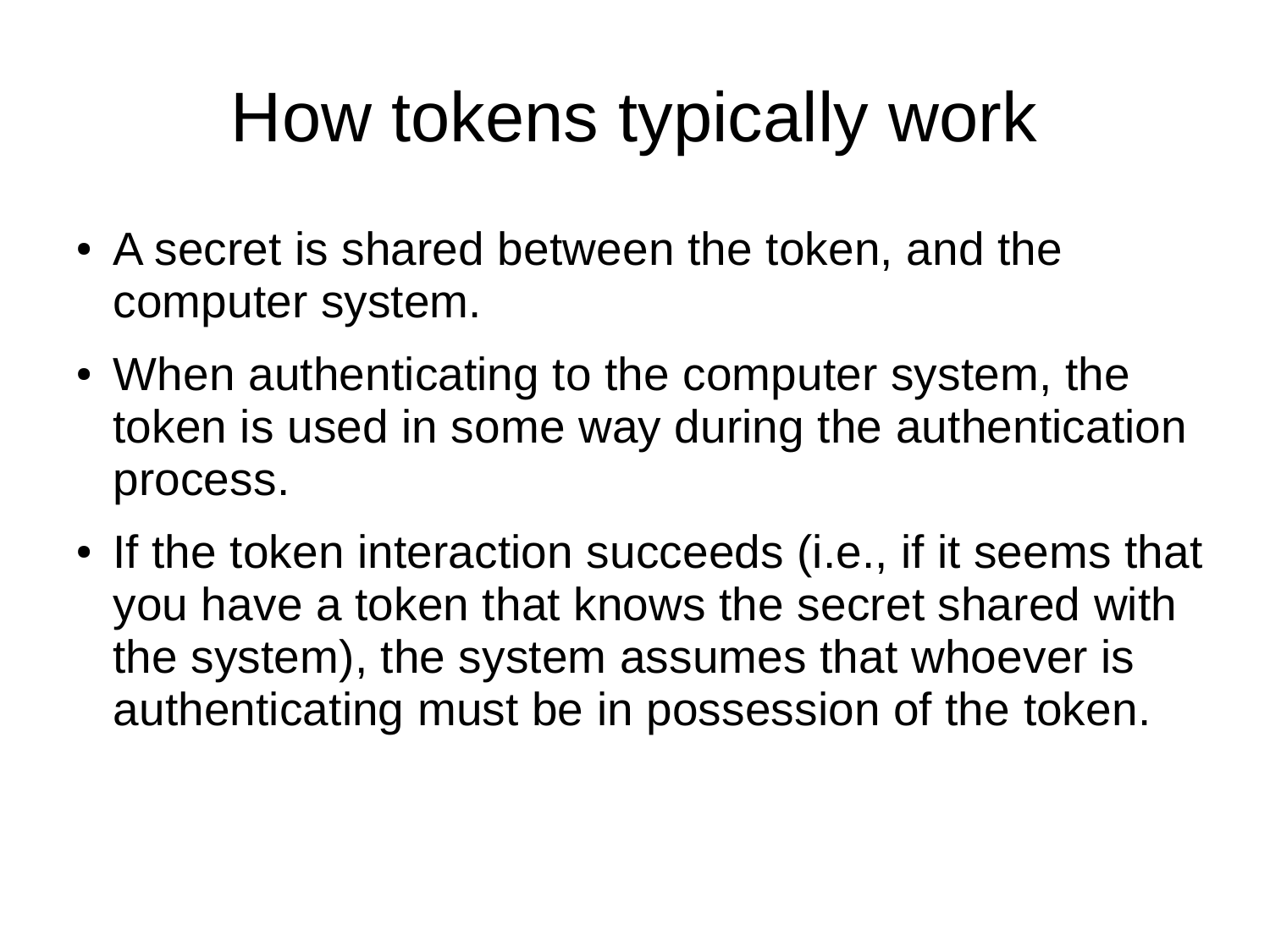# How tokens typically work

- A secret is shared between the token, and the computer system.
- When authenticating to the computer system, the token is used in some way during the authentication process.
- If the token interaction succeeds (i.e., if it seems that you have a token that knows the secret shared with the system), the system assumes that whoever is authenticating must be in possession of the token.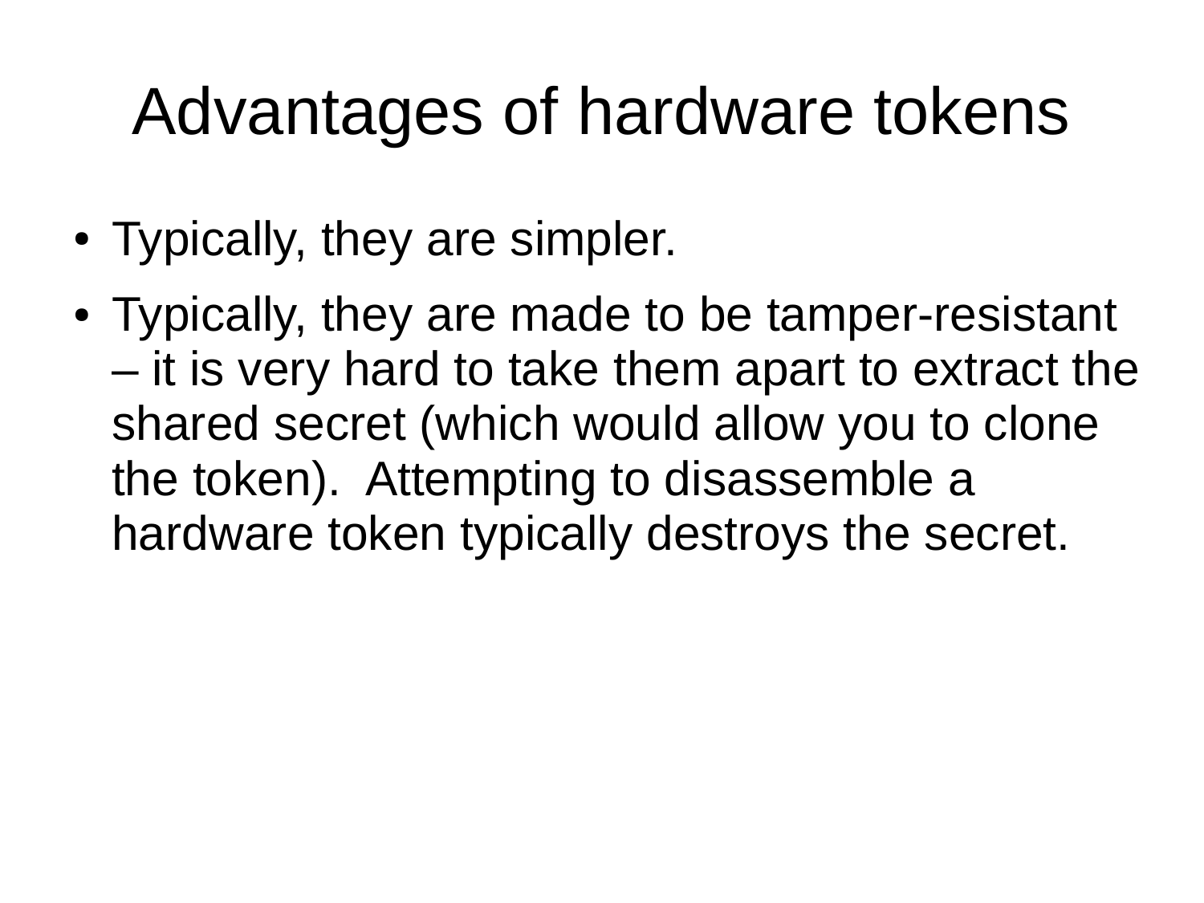# Advantages of hardware tokens

- Typically, they are simpler.
- Typically, they are made to be tamper-resistant – it is very hard to take them apart to extract the shared secret (which would allow you to clone the token). Attempting to disassemble a hardware token typically destroys the secret.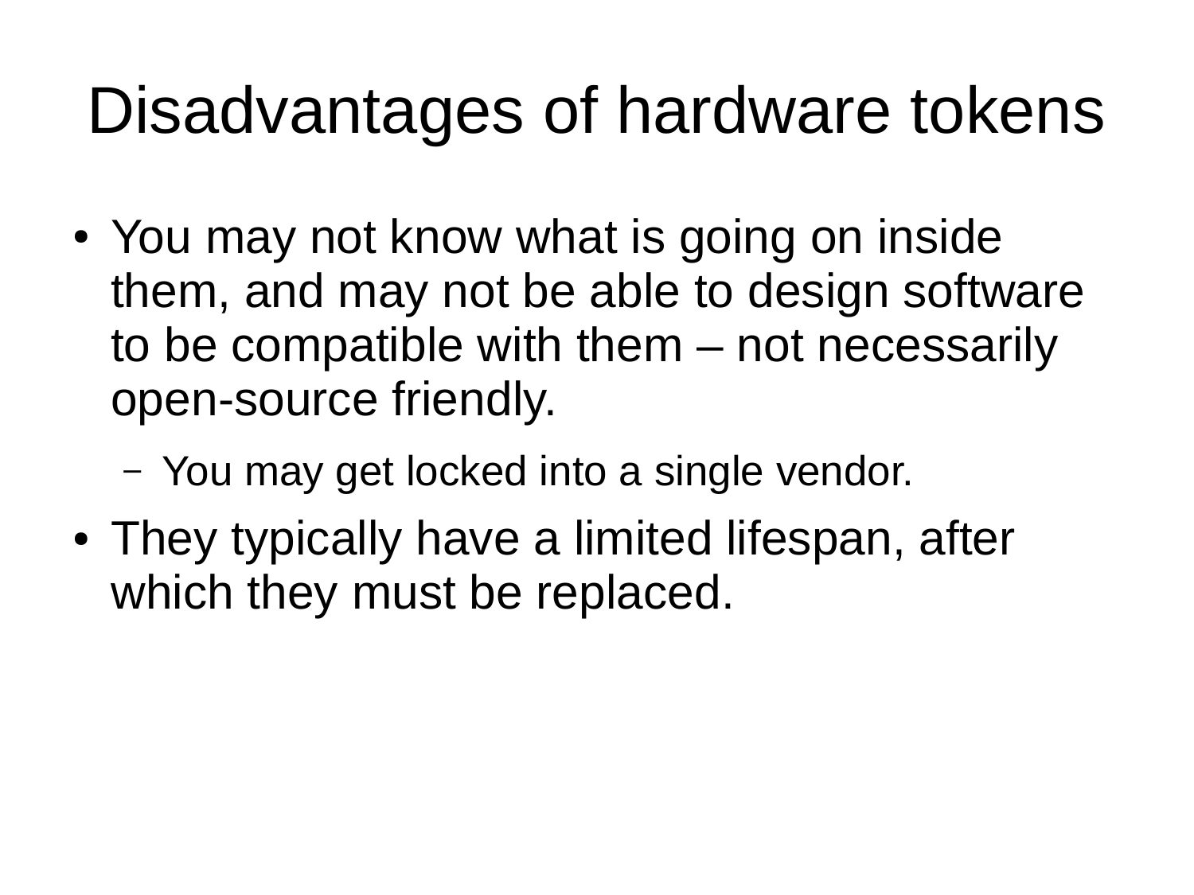# Disadvantages of hardware tokens

- You may not know what is going on inside them, and may not be able to design software to be compatible with them – not necessarily open-source friendly.
  - You may get locked into a single vendor.
- They typically have a limited lifespan, after which they must be replaced.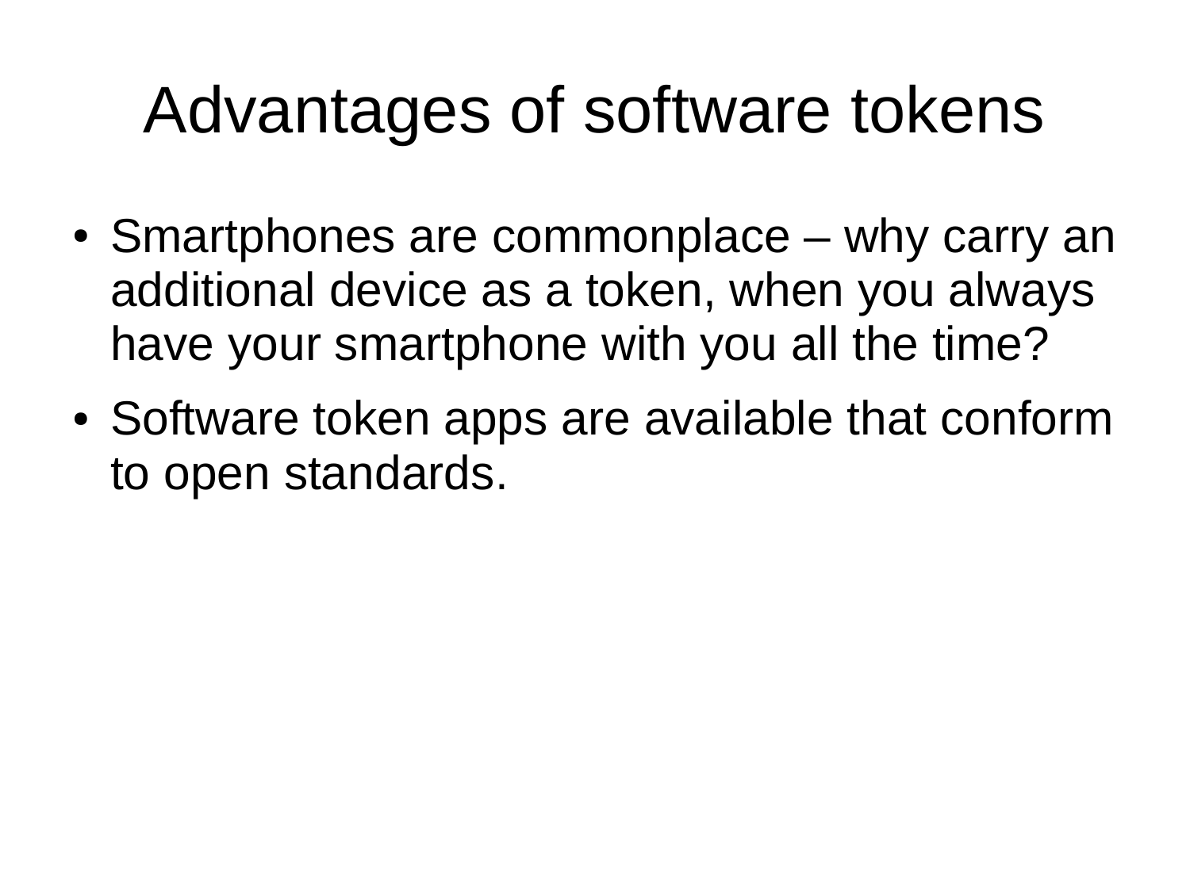# Advantages of software tokens

- Smartphones are commonplace – why carry an additional device as a token, when you always have your smartphone with you all the time?
- Software token apps are available that conform to open standards.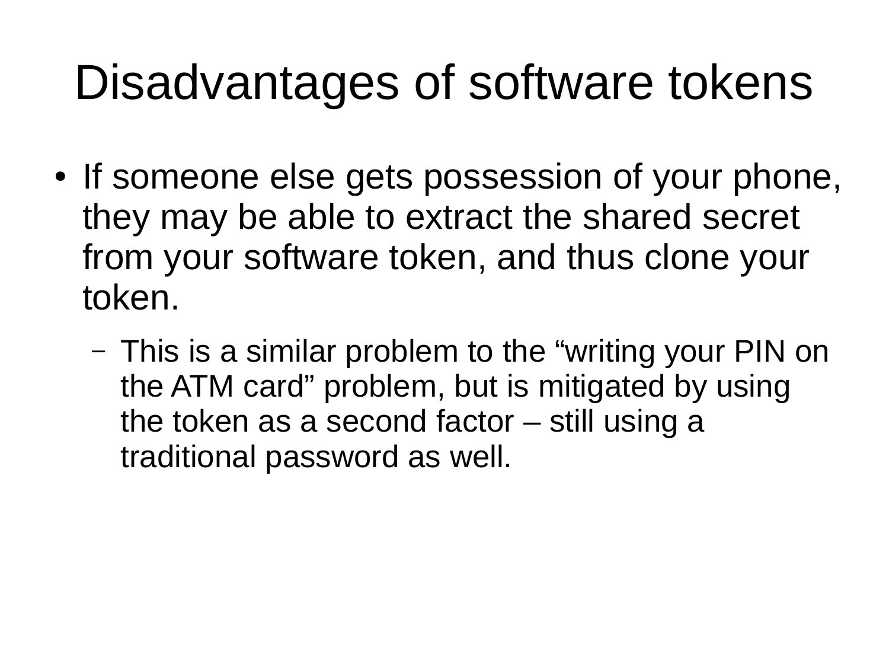# Disadvantages of software tokens

- If someone else gets possession of your phone, they may be able to extract the shared secret from your software token, and thus clone your token.
  - This is a similar problem to the “writing your PIN on the ATM card” problem, but is mitigated by using the token as a second factor – still using a traditional password as well.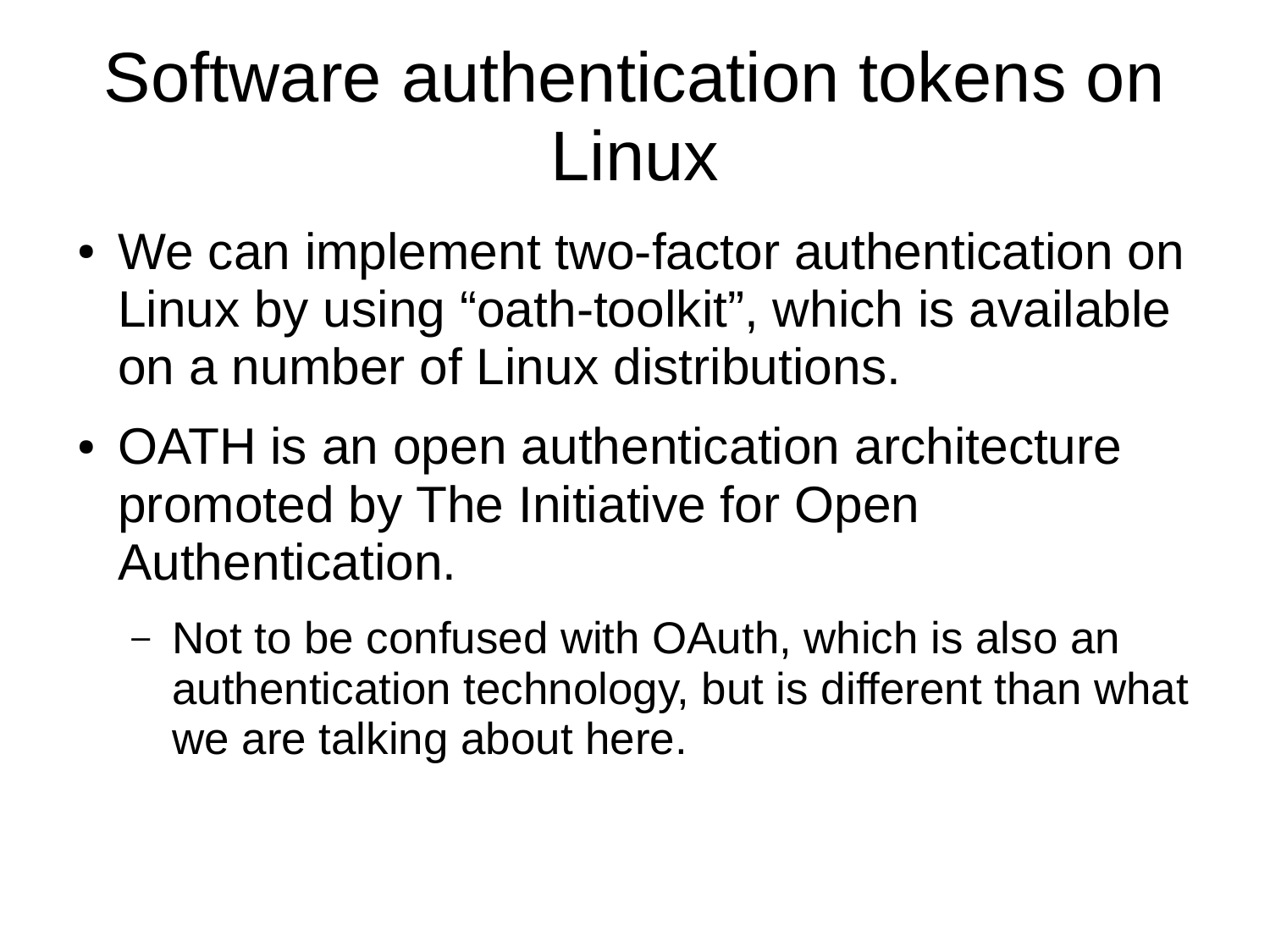# Software authentication tokens on Linux

- We can implement two-factor authentication on Linux by using “oath-toolkit”, which is available on a number of Linux distributions.
- OATH is an open authentication architecture promoted by The Initiative for Open Authentication.
  - Not to be confused with OAuth, which is also an authentication technology, but is different than what we are talking about here.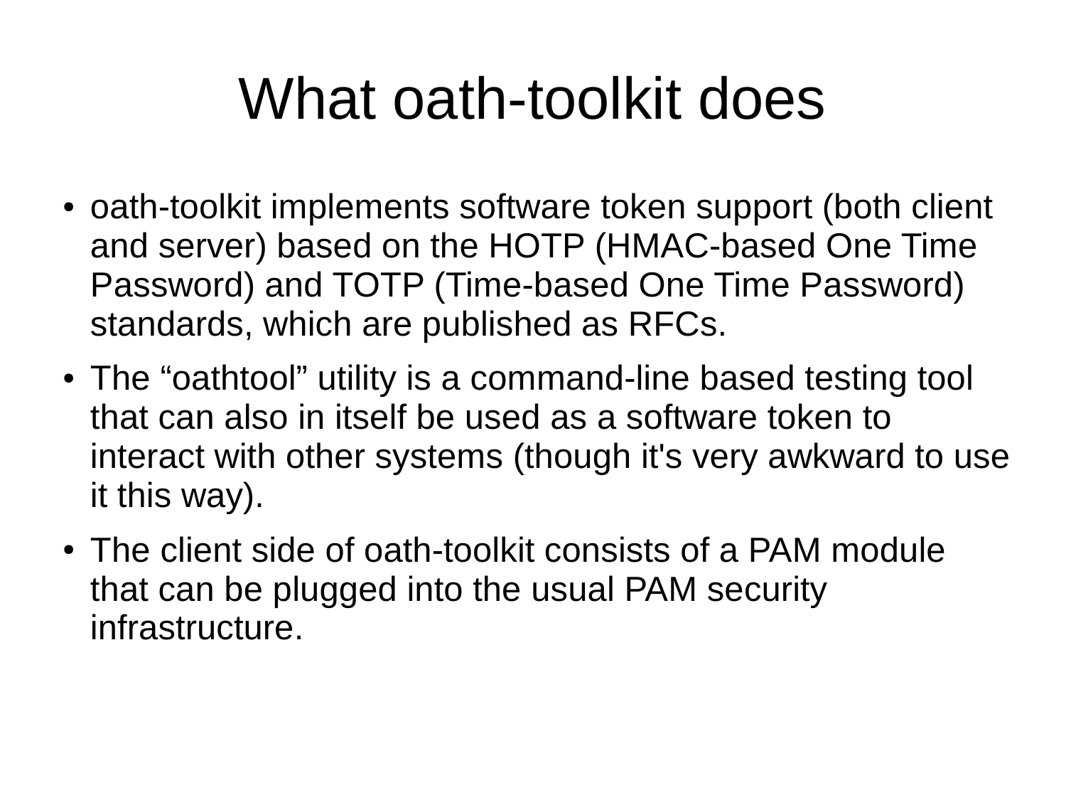# What oath-toolkit does

- oath-toolkit implements software token support (both client and server) based on the HOTP (HMAC-based One Time Password) and TOTP (Time-based One Time Password) standards, which are published as RFCs.
- The “oathtool” utility is a command-line based testing tool that can also in itself be used as a software token to interact with other systems (though it's very awkward to use it this way).
- The client side of oath-toolkit consists of a PAM module that can be plugged into the usual PAM security infrastructure.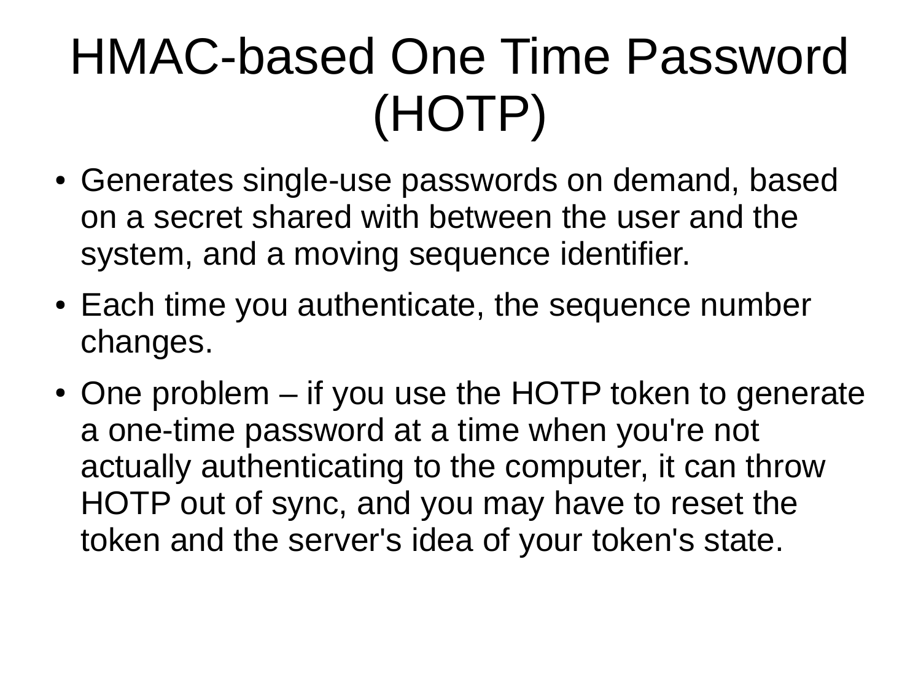# HMAC-based One Time Password (HOTP)

- Generates single-use passwords on demand, based on a secret shared with between the user and the system, and a moving sequence identifier.
- Each time you authenticate, the sequence number changes.
- One problem – if you use the HOTP token to generate a one-time password at a time when you're not actually authenticating to the computer, it can throw HOTP out of sync, and you may have to reset the token and the server's idea of your token's state.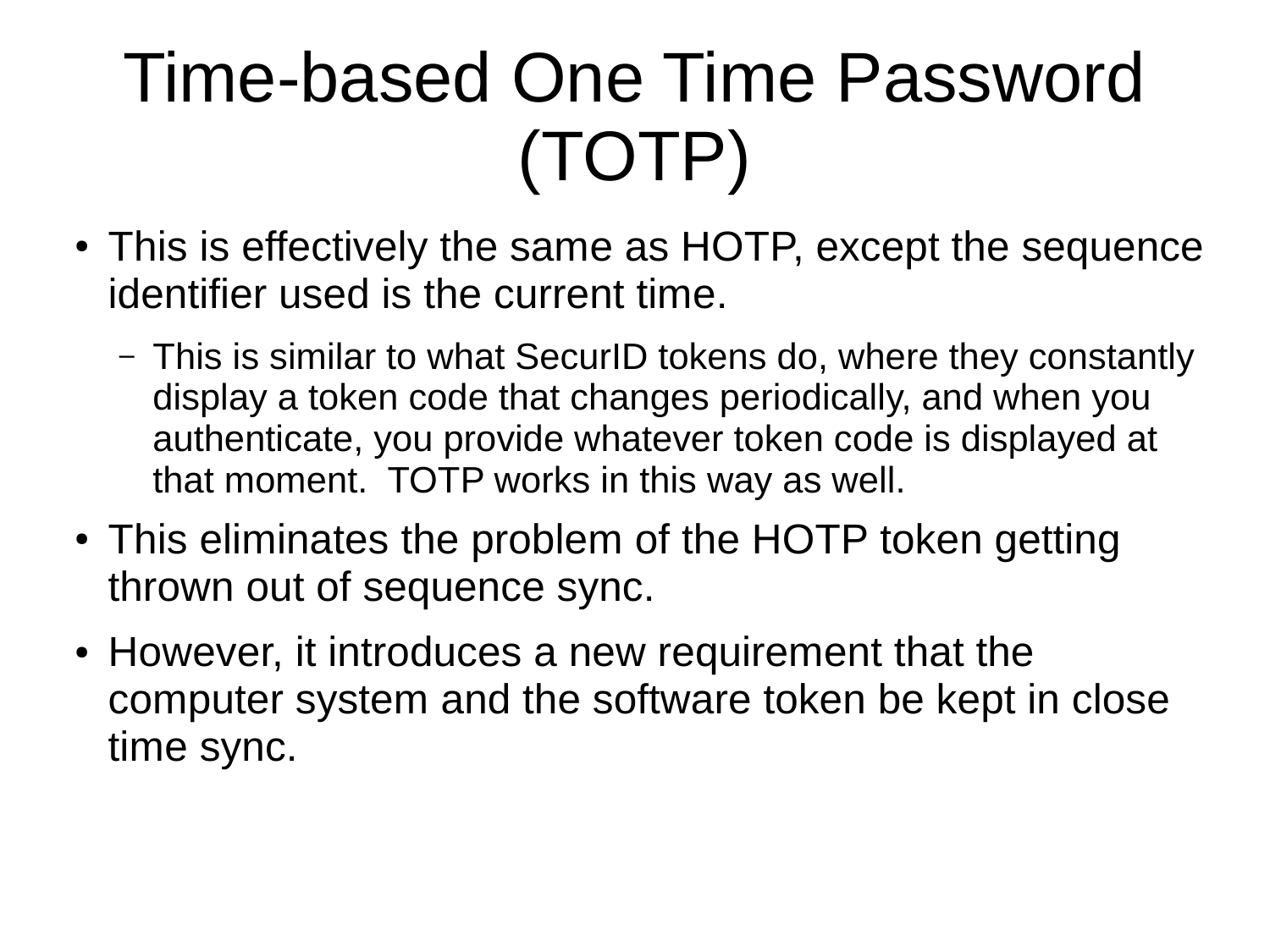# Time-based One Time Password (TOTP)

- This is effectively the same as HOTP, except the sequence identifier used is the current time.
  - This is similar to what SecurID tokens do, where they constantly display a token code that changes periodically, and when you authenticate, you provide whatever token code is displayed at that moment. TOTP works in this way as well.
- This eliminates the problem of the HOTP token getting thrown out of sequence sync.
- However, it introduces a new requirement that the computer system and the software token be kept in close time sync.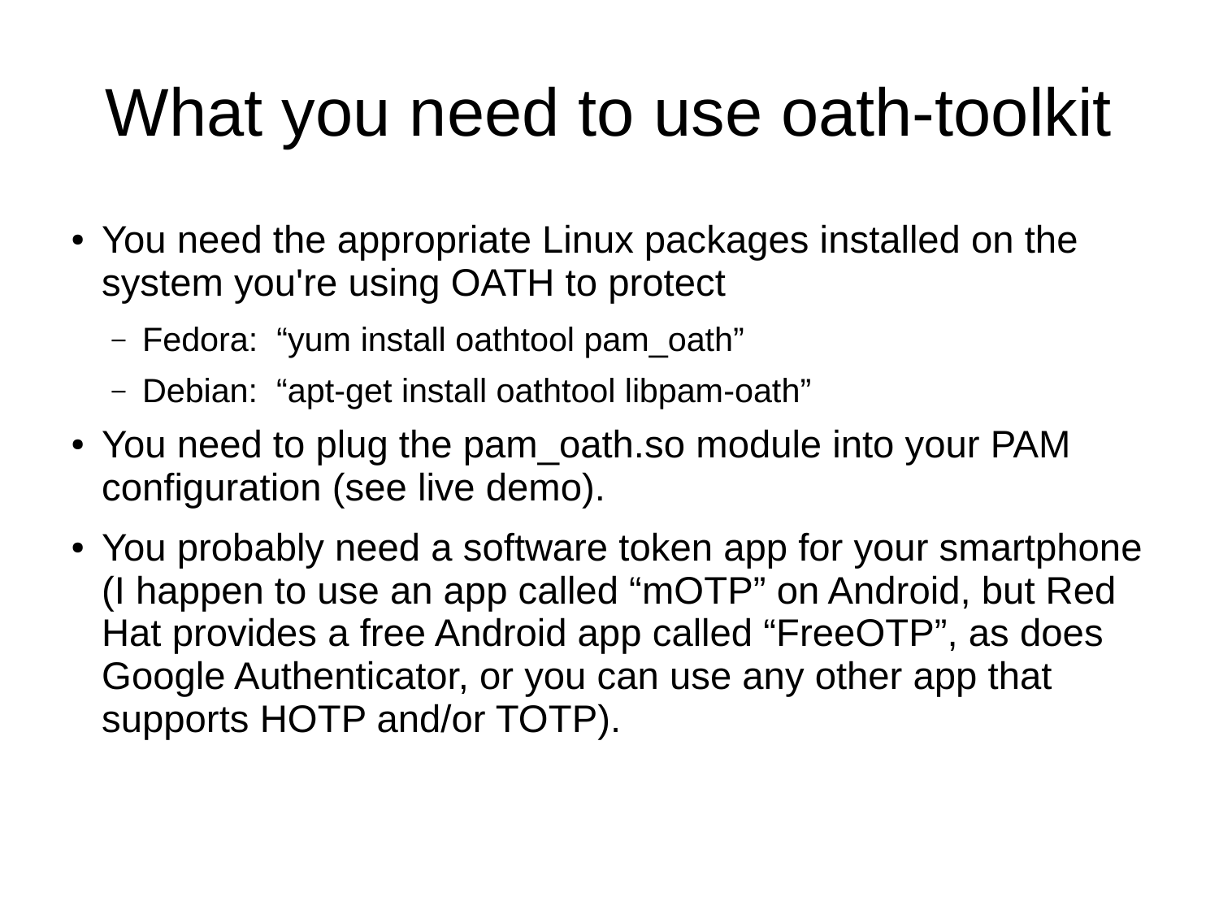# What you need to use oath-toolkit

- You need the appropriate Linux packages installed on the system you're using OATH to protect
  - Fedora: “yum install oathtool pam_oath”
  - Debian: “apt-get install oathtool libpam-oath”
- You need to plug the pam_oath.so module into your PAM configuration (see live demo).
- You probably need a software token app for your smartphone (I happen to use an app called “mOTP” on Android, but Red Hat provides a free Android app called “FreeOTP”, as does Google Authenticator, or you can use any other app that supports HOTP and/or TOTP).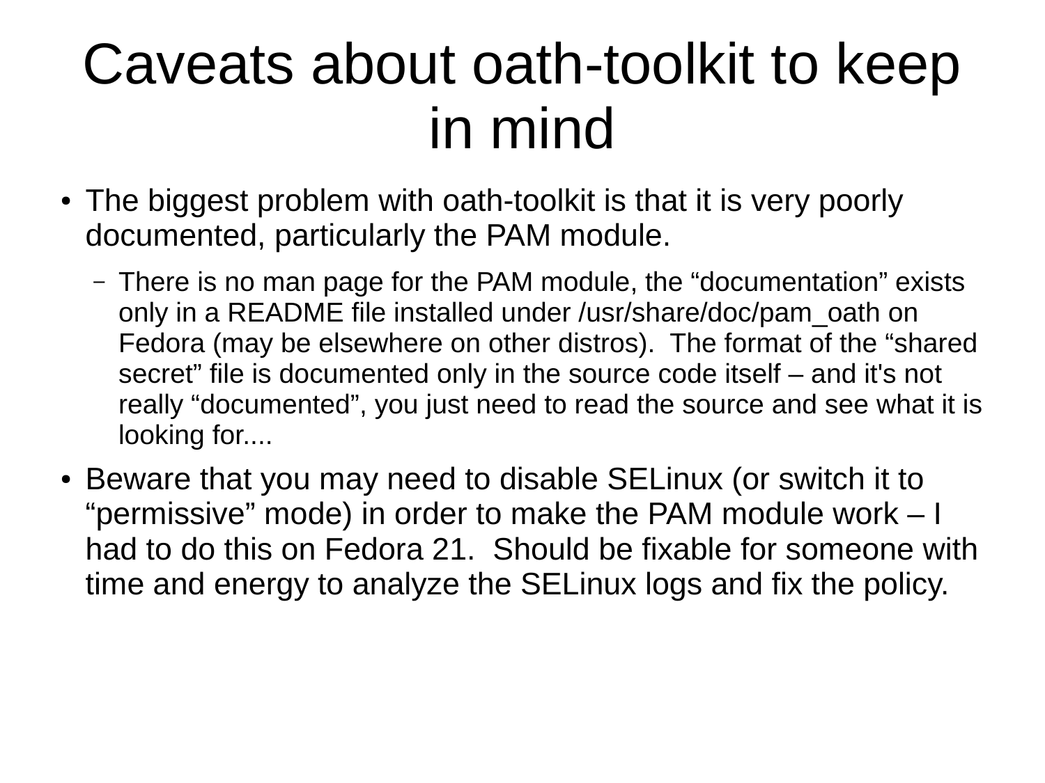# Caveats about oath-toolkit to keep in mind

- The biggest problem with oath-toolkit is that it is very poorly documented, particularly the PAM module.
  - There is no man page for the PAM module, the “documentation” exists only in a README file installed under /usr/share/doc/pam_oath on Fedora (may be elsewhere on other distros). The format of the “shared secret” file is documented only in the source code itself – and it's not really “documented”, you just need to read the source and see what it is looking for....
- Beware that you may need to disable SELinux (or switch it to “permissive” mode) in order to make the PAM module work – I had to do this on Fedora 21. Should be fixable for someone with time and energy to analyze the SELinux logs and fix the policy.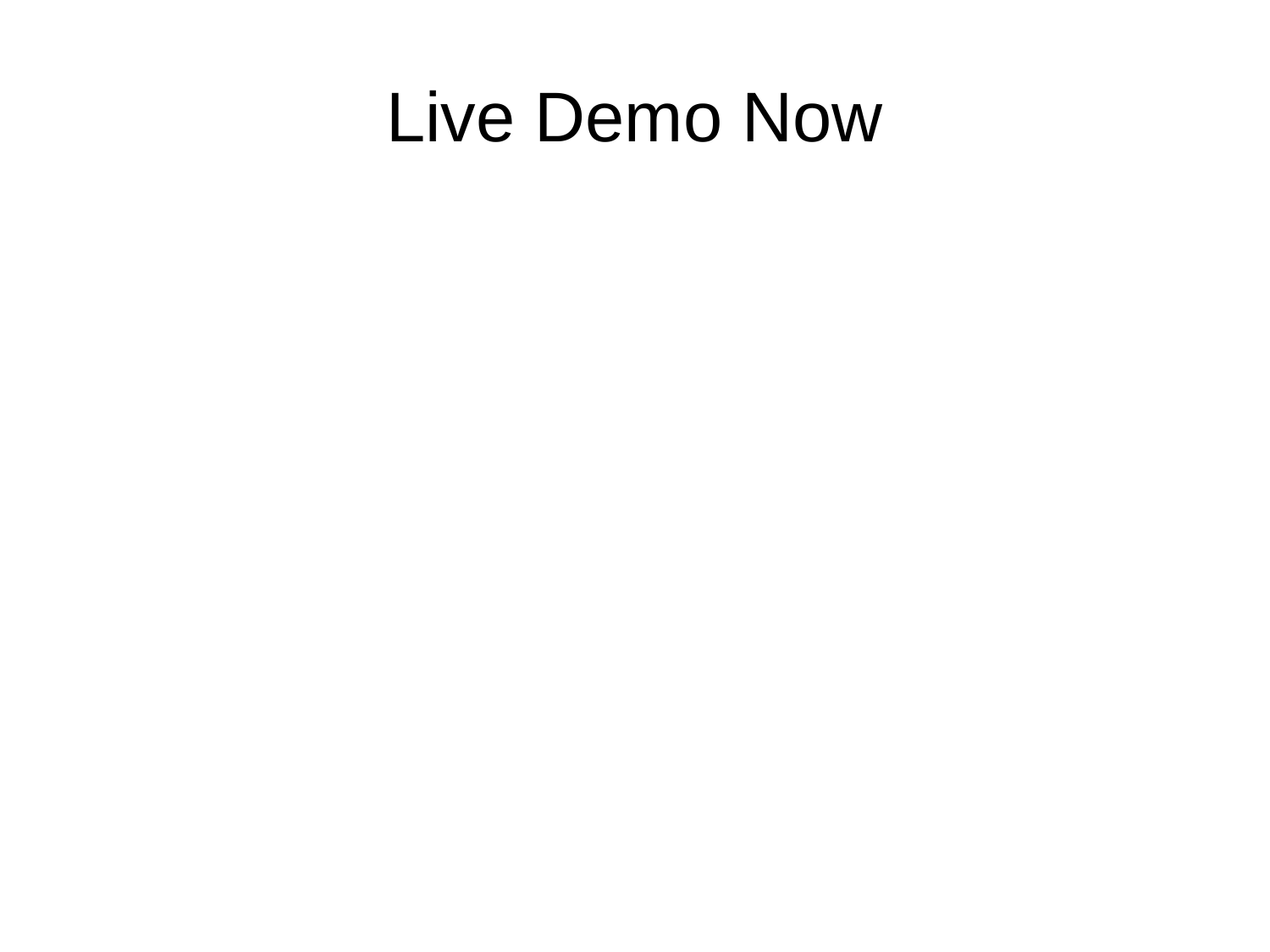# Live Demo Now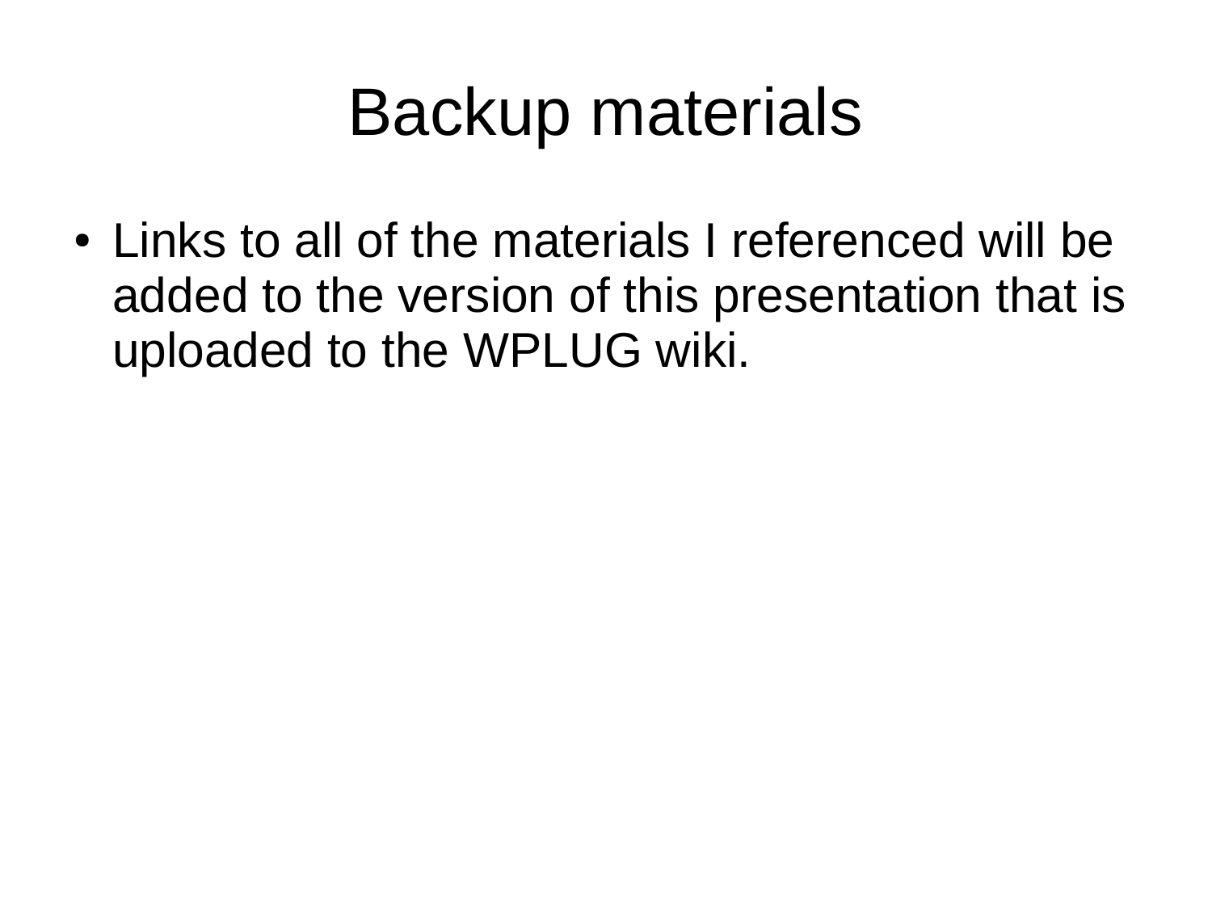# Backup materials

- Links to all of the materials I referenced will be added to the version of this presentation that is uploaded to the WPLUG wiki.